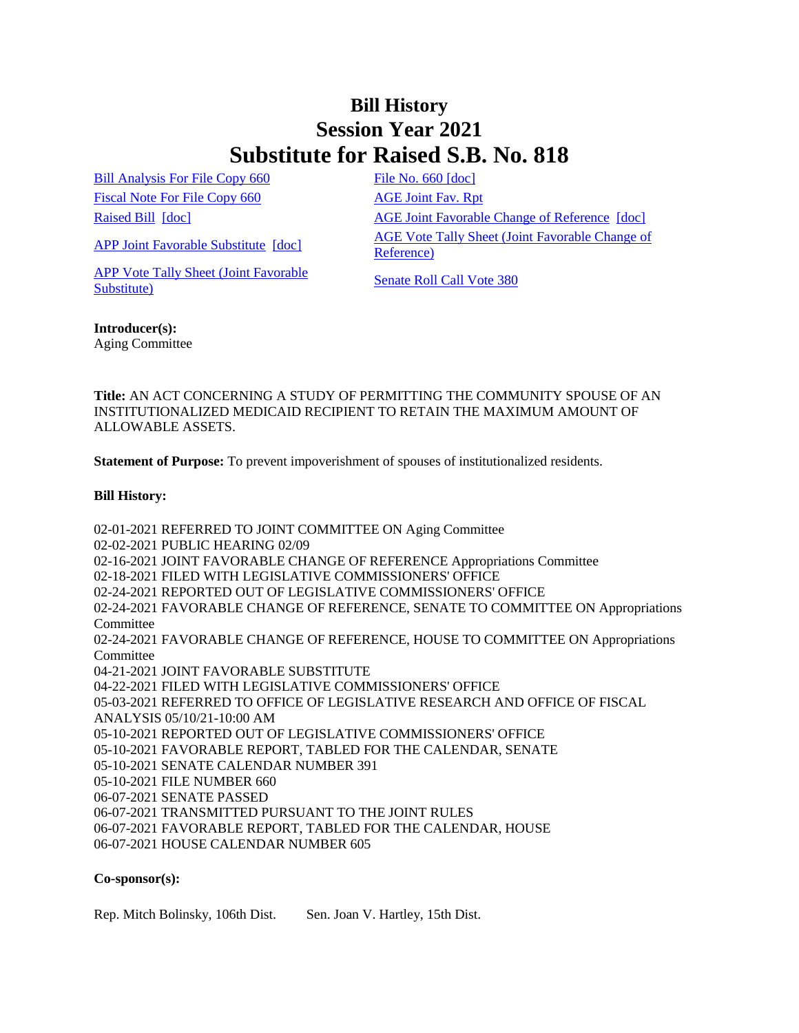# Bill History
# Session Year 2021
# Substitute for Raised S.B. No. 818

Bill Analysis For File Copy 660
Fiscal Note For File Copy 660
Raised Bill [doc]
APP Joint Favorable Substitute [doc]
APP Vote Tally Sheet (Joint Favorable Substitute)
File No. 660 [doc]
AGE Joint Fav. Rpt
AGE Joint Favorable Change of Reference [doc]
AGE Vote Tally Sheet (Joint Favorable Change of Reference)
Senate Roll Call Vote 380

**Introducer(s):**
Aging Committee

**Title:** AN ACT CONCERNING A STUDY OF PERMITTING THE COMMUNITY SPOUSE OF AN INSTITUTIONALIZED MEDICAID RECIPIENT TO RETAIN THE MAXIMUM AMOUNT OF ALLOWABLE ASSETS.

**Statement of Purpose:** To prevent impoverishment of spouses of institutionalized residents.

**Bill History:**

02-01-2021 REFERRED TO JOINT COMMITTEE ON Aging Committee
02-02-2021 PUBLIC HEARING 02/09
02-16-2021 JOINT FAVORABLE CHANGE OF REFERENCE Appropriations Committee
02-18-2021 FILED WITH LEGISLATIVE COMMISSIONERS' OFFICE
02-24-2021 REPORTED OUT OF LEGISLATIVE COMMISSIONERS' OFFICE
02-24-2021 FAVORABLE CHANGE OF REFERENCE, SENATE TO COMMITTEE ON Appropriations Committee
02-24-2021 FAVORABLE CHANGE OF REFERENCE, HOUSE TO COMMITTEE ON Appropriations Committee
04-21-2021 JOINT FAVORABLE SUBSTITUTE
04-22-2021 FILED WITH LEGISLATIVE COMMISSIONERS' OFFICE
05-03-2021 REFERRED TO OFFICE OF LEGISLATIVE RESEARCH AND OFFICE OF FISCAL ANALYSIS 05/10/21-10:00 AM
05-10-2021 REPORTED OUT OF LEGISLATIVE COMMISSIONERS' OFFICE
05-10-2021 FAVORABLE REPORT, TABLED FOR THE CALENDAR, SENATE
05-10-2021 SENATE CALENDAR NUMBER 391
05-10-2021 FILE NUMBER 660
06-07-2021 SENATE PASSED
06-07-2021 TRANSMITTED PURSUANT TO THE JOINT RULES
06-07-2021 FAVORABLE REPORT, TABLED FOR THE CALENDAR, HOUSE
06-07-2021 HOUSE CALENDAR NUMBER 605

**Co-sponsor(s):**

Rep. Mitch Bolinsky, 106th Dist.    Sen. Joan V. Hartley, 15th Dist.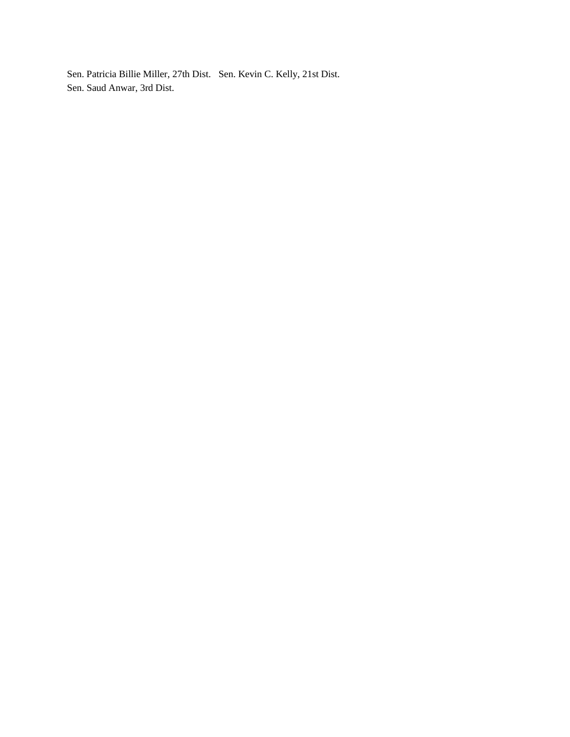Sen. Patricia Billie Miller, 27th Dist.   Sen. Kevin C. Kelly, 21st Dist.
Sen. Saud Anwar, 3rd Dist.